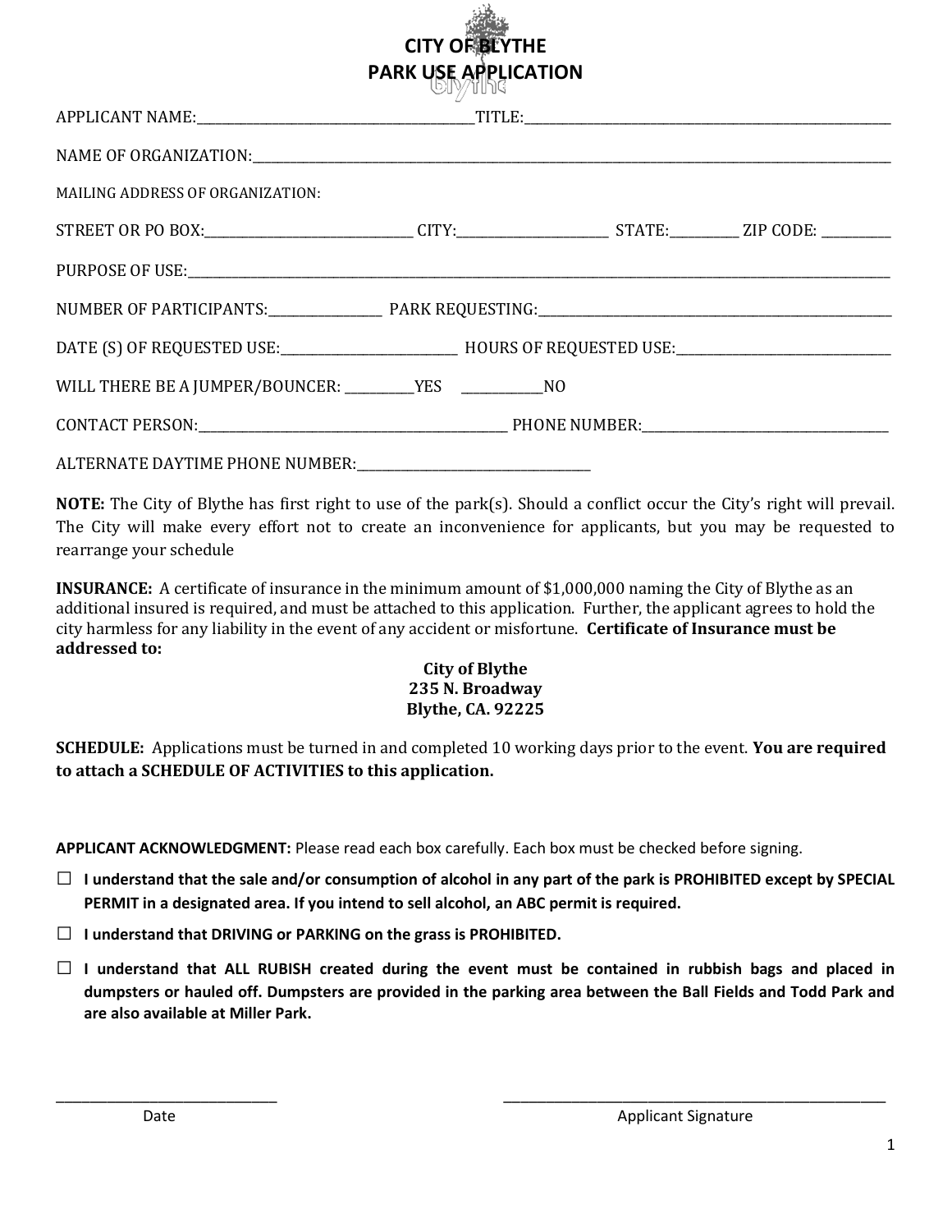# CITY OF BLYTHE
# PARK USE APPLICATION

APPLICANT NAME:________________________________________TITLE:______________________________________________________

NAME OF ORGANIZATION:______________________________________________________________________________________________

MAILING ADDRESS OF ORGANIZATION:

STREET OR PO BOX:_____________________________ CITY:______________________ STATE:_________ ZIP CODE: __________

PURPOSE OF USE:____________________________________________________________________________________________________

NUMBER OF PARTICIPANTS:________________ PARK REQUESTING:___________________________________________________

DATE (S) OF REQUESTED USE:__________________________ HOURS OF REQUESTED USE:________________________________

WILL THERE BE A JUMPER/BOUNCER: __________YES ____________NO

CONTACT PERSON:_____________________________________________ PHONE NUMBER:___________________________________

ALTERNATE DAYTIME PHONE NUMBER:__________________________________

**NOTE:** The City of Blythe has first right to use of the park(s). Should a conflict occur the City's right will prevail. The City will make every effort not to create an inconvenience for applicants, but you may be requested to rearrange your schedule

**INSURANCE:** A certificate of insurance in the minimum amount of $1,000,000 naming the City of Blythe as an additional insured is required, and must be attached to this application. Further, the applicant agrees to hold the city harmless for any liability in the event of any accident or misfortune. **Certificate of Insurance must be addressed to:**

**City of Blythe**
**235 N. Broadway**
**Blythe, CA. 92225**

**SCHEDULE:** Applications must be turned in and completed 10 working days prior to the event. **You are required to attach a SCHEDULE OF ACTIVITIES to this application.**

**APPLICANT ACKNOWLEDGMENT:** Please read each box carefully. Each box must be checked before signing.

- ☐ **I understand that the sale and/or consumption of alcohol in any part of the park is PROHIBITED except by SPECIAL PERMIT in a designated area. If you intend to sell alcohol, an ABC permit is required.**
- ☐ **I understand that DRIVING or PARKING on the grass is PROHIBITED.**
- ☐ **I understand that ALL RUBISH created during the event must be contained in rubbish bags and placed in dumpsters or hauled off. Dumpsters are provided in the parking area between the Ball Fields and Todd Park and are also available at Miller Park.**

_____________________________ &nbsp;&nbsp;&nbsp;&nbsp;&nbsp;&nbsp;&nbsp;&nbsp; ________________________________________________

Date &nbsp;&nbsp;&nbsp;&nbsp;&nbsp;&nbsp;&nbsp;&nbsp;&nbsp;&nbsp;&nbsp;&nbsp;&nbsp;&nbsp;&nbsp;&nbsp;&nbsp;&nbsp;&nbsp;&nbsp;&nbsp;&nbsp;&nbsp;&nbsp;&nbsp;&nbsp;&nbsp;&nbsp;&nbsp;&nbsp; Applicant Signature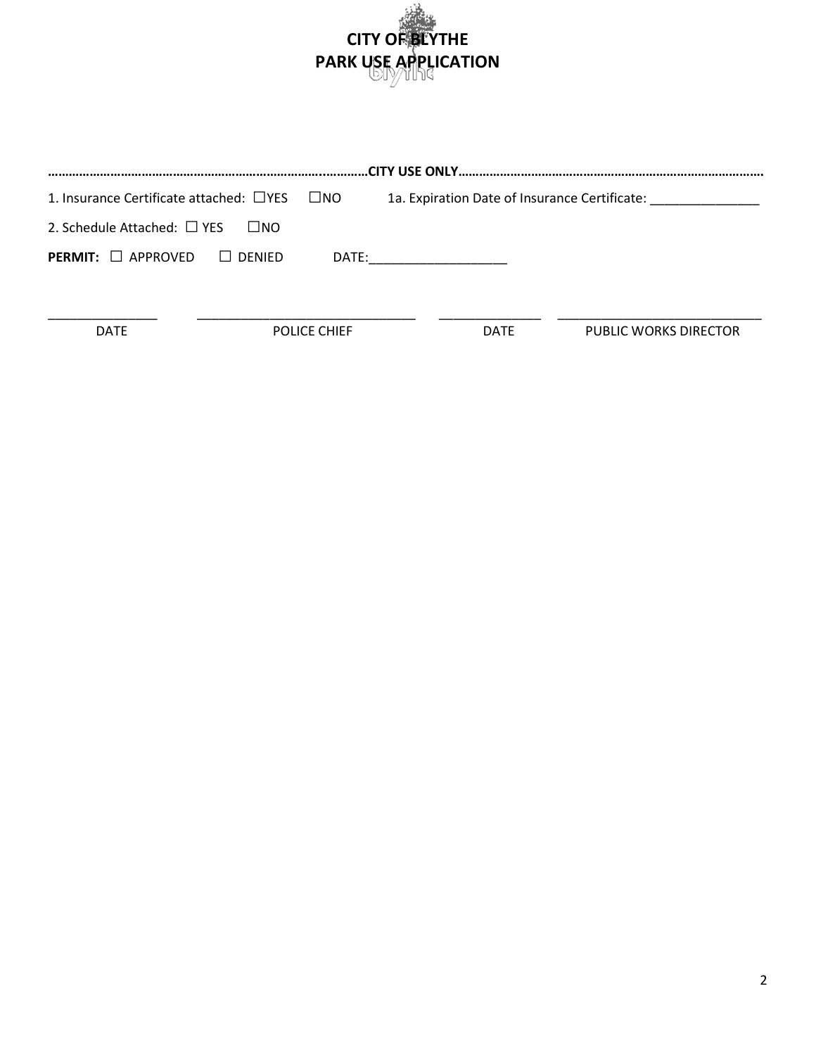# CITY OF BLYTHE
# PARK USE APPLICATION

……………………………………………………………………………..…………**CITY USE ONLY**…………………………………………………………………………….

1. Insurance Certificate attached: ☐YES ☐NO 1a. Expiration Date of Insurance Certificate: _______________

2. Schedule Attached: ☐ YES ☐NO

**PERMIT:** ☐ APPROVED ☐ DENIED DATE:___________________

| | | | |
|---|---|---|---|
| _______________ | ______________________________ | ______________ | ____________________________ |
| DATE | POLICE CHIEF | DATE | PUBLIC WORKS DIRECTOR |